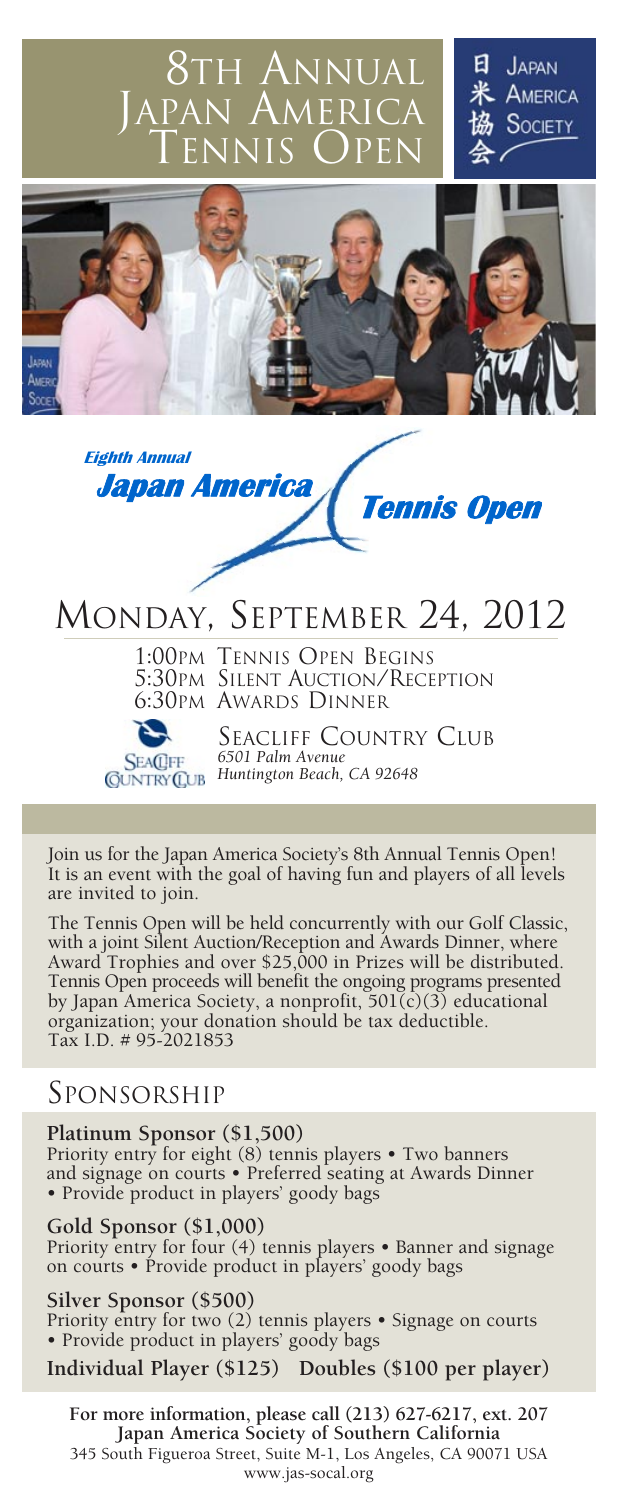# 8th Annual Japan America Tennis Open

日米協会 Japan America Society

*Eighth Annual* **Japan America Tennis Open**

## Monday, September 24, 2012

1:00PM Tennis Open Begins
5:30PM Silent Auction/Reception
6:30PM Awards Dinner

Seacliff Country Club
*6501 Palm Avenue*
*Huntington Beach, CA 92648*

Join us for the Japan America Society's 8th Annual Tennis Open! It is an event with the goal of having fun and players of all levels are invited to join.

The Tennis Open will be held concurrently with our Golf Classic, with a joint Silent Auction/Reception and Awards Dinner, where Award Trophies and over $25,000 in Prizes will be distributed. Tennis Open proceeds will benefit the ongoing programs presented by Japan America Society, a nonprofit, 501(c)(3) educational organization; your donation should be tax deductible. Tax I.D. # 95-2021853

## Sponsorship

**Platinum Sponsor ($1,500)**
Priority entry for eight (8) tennis players • Two banners and signage on courts • Preferred seating at Awards Dinner • Provide product in players' goody bags

**Gold Sponsor ($1,000)**
Priority entry for four (4) tennis players • Banner and signage on courts • Provide product in players' goody bags

**Silver Sponsor ($500)**
Priority entry for two (2) tennis players • Signage on courts • Provide product in players' goody bags

**Individual Player ($125) Doubles ($100 per player)**

**For more information, please call (213) 627-6217, ext. 207**
**Japan America Society of Southern California**
345 South Figueroa Street, Suite M-1, Los Angeles, CA 90071 USA
www.jas-socal.org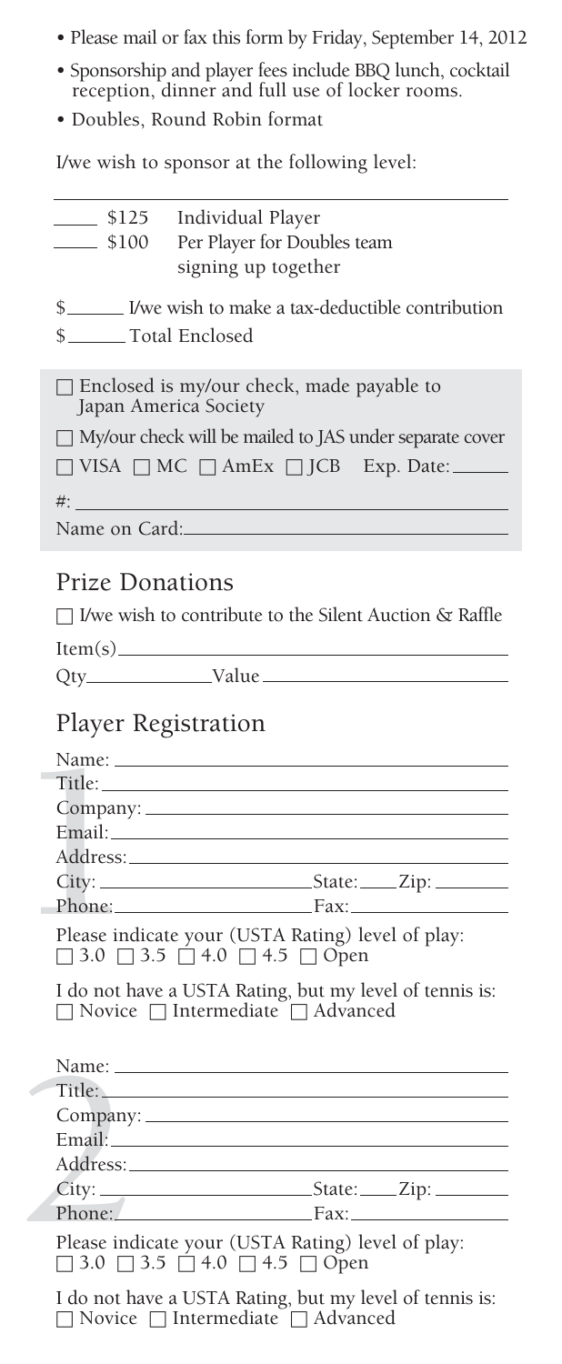- Please mail or fax this form by Friday, September 14, 2012
- Sponsorship and player fees include BBQ lunch, cocktail reception, dinner and full use of locker rooms.
- Doubles, Round Robin format

I/we wish to sponsor at the following level:

\_\_\_\_ $125 Individual Player

\_\_\_\_ $100 Per Player for Doubles team signing up together

$\_\_\_\_\_\_ I/we wish to make a tax-deductible contribution

$\_\_\_\_\_\_ Total Enclosed

☐ Enclosed is my/our check, made payable to Japan America Society

☐ My/our check will be mailed to JAS under separate cover

☐ VISA ☐ MC ☐ AmEx ☐ JCB Exp. Date: \_\_\_\_\_\_

#: \_\_\_\_\_\_\_\_\_\_\_\_\_\_\_\_\_\_\_\_\_\_\_\_\_\_\_\_\_\_

Name on Card: \_\_\_\_\_\_\_\_\_\_\_\_\_\_\_\_\_\_\_\_\_\_\_\_\_\_\_\_\_\_

## Prize Donations

☐ I/we wish to contribute to the Silent Auction & Raffle

Item(s) \_\_\_\_\_\_\_\_\_\_\_\_\_\_\_\_\_\_\_\_\_\_\_\_\_\_\_\_\_\_

Qty \_\_\_\_\_\_\_\_\_\_ Value \_\_\_\_\_\_\_\_\_\_\_\_\_\_\_\_\_\_\_\_

## Player Registration

**1**

Name: \_\_\_\_\_\_\_\_\_\_\_\_\_\_\_\_\_\_\_\_\_\_\_\_\_\_\_\_\_\_

Title: \_\_\_\_\_\_\_\_\_\_\_\_\_\_\_\_\_\_\_\_\_\_\_\_\_\_\_\_\_\_

Company: \_\_\_\_\_\_\_\_\_\_\_\_\_\_\_\_\_\_\_\_\_\_\_\_\_\_\_\_\_\_

Email: \_\_\_\_\_\_\_\_\_\_\_\_\_\_\_\_\_\_\_\_\_\_\_\_\_\_\_\_\_\_

Address: \_\_\_\_\_\_\_\_\_\_\_\_\_\_\_\_\_\_\_\_\_\_\_\_\_\_\_\_\_\_

City: \_\_\_\_\_\_\_\_\_\_\_\_\_\_\_\_ State: \_\_\_\_ Zip: \_\_\_\_\_\_

Phone: \_\_\_\_\_\_\_\_\_\_\_\_\_\_\_\_ Fax: \_\_\_\_\_\_\_\_\_\_\_\_\_\_

Please indicate your (USTA Rating) level of play:
☐ 3.0 ☐ 3.5 ☐ 4.0 ☐ 4.5 ☐ Open

I do not have a USTA Rating, but my level of tennis is:
☐ Novice ☐ Intermediate ☐ Advanced

**2**

Name: \_\_\_\_\_\_\_\_\_\_\_\_\_\_\_\_\_\_\_\_\_\_\_\_\_\_\_\_\_\_

Title: \_\_\_\_\_\_\_\_\_\_\_\_\_\_\_\_\_\_\_\_\_\_\_\_\_\_\_\_\_\_

Company: \_\_\_\_\_\_\_\_\_\_\_\_\_\_\_\_\_\_\_\_\_\_\_\_\_\_\_\_\_\_

Email: \_\_\_\_\_\_\_\_\_\_\_\_\_\_\_\_\_\_\_\_\_\_\_\_\_\_\_\_\_\_

Address: \_\_\_\_\_\_\_\_\_\_\_\_\_\_\_\_\_\_\_\_\_\_\_\_\_\_\_\_\_\_

City: \_\_\_\_\_\_\_\_\_\_\_\_\_\_\_\_ State: \_\_\_\_ Zip: \_\_\_\_\_\_

Phone: \_\_\_\_\_\_\_\_\_\_\_\_\_\_\_\_ Fax: \_\_\_\_\_\_\_\_\_\_\_\_\_\_

Please indicate your (USTA Rating) level of play:
☐ 3.0 ☐ 3.5 ☐ 4.0 ☐ 4.5 ☐ Open

I do not have a USTA Rating, but my level of tennis is:
☐ Novice ☐ Intermediate ☐ Advanced